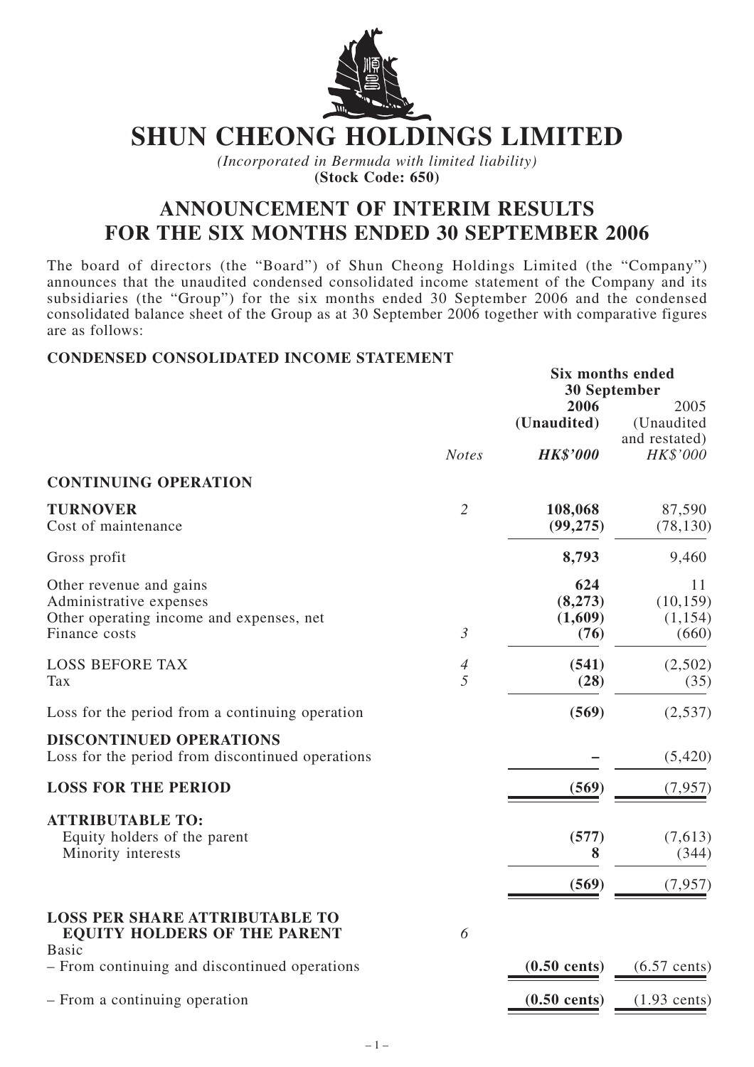# SHUN CHEONG HOLDINGS LIMITED

*(Incorporated in Bermuda with limited liability)*
**(Stock Code: 650)**

## ANNOUNCEMENT OF INTERIM RESULTS FOR THE SIX MONTHS ENDED 30 SEPTEMBER 2006

The board of directors (the "Board") of Shun Cheong Holdings Limited (the "Company") announces that the unaudited condensed consolidated income statement of the Company and its subsidiaries (the "Group") for the six months ended 30 September 2006 and the condensed consolidated balance sheet of the Group as at 30 September 2006 together with comparative figures are as follows:

### CONDENSED CONSOLIDATED INCOME STATEMENT

| | Notes | Six months ended 30 September 2006 (Unaudited) *HK$'000* | 2005 (Unaudited and restated) *HK$'000* |
|---|---|---|---|
| **CONTINUING OPERATION** | | | |
| **TURNOVER** | *2* | **108,068** | 87,590 |
| Cost of maintenance | | **(99,275)** | (78,130) |
| Gross profit | | **8,793** | 9,460 |
| Other revenue and gains | | **624** | 11 |
| Administrative expenses | | **(8,273)** | (10,159) |
| Other operating income and expenses, net | | **(1,609)** | (1,154) |
| Finance costs | *3* | **(76)** | (660) |
| LOSS BEFORE TAX | *4* | **(541)** | (2,502) |
| Tax | *5* | **(28)** | (35) |
| Loss for the period from a continuing operation | | **(569)** | (2,537) |
| **DISCONTINUED OPERATIONS** | | | |
| Loss for the period from discontinued operations | | **–** | (5,420) |
| **LOSS FOR THE PERIOD** | | **(569)** | (7,957) |
| **ATTRIBUTABLE TO:** | | | |
| Equity holders of the parent | | **(577)** | (7,613) |
| Minority interests | | **8** | (344) |
| | | **(569)** | (7,957) |
| **LOSS PER SHARE ATTRIBUTABLE TO EQUITY HOLDERS OF THE PARENT** | *6* | | |
| Basic | | | |
| – From continuing and discontinued operations | | **(0.50 cents)** | (6.57 cents) |
| – From a continuing operation | | **(0.50 cents)** | (1.93 cents) |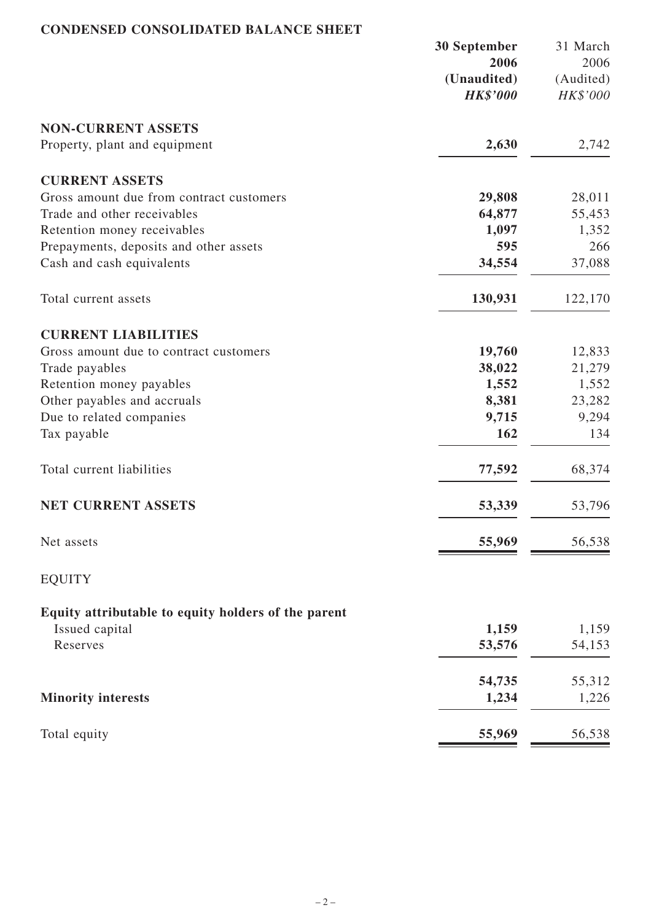**CONDENSED CONSOLIDATED BALANCE SHEET**

| | **30 September 2006 (Unaudited) *HK$'000*** | 31 March 2006 (Audited) *HK$'000* |
|---|---|---|
| **NON-CURRENT ASSETS** | | |
| Property, plant and equipment | **2,630** | 2,742 |
| **CURRENT ASSETS** | | |
| Gross amount due from contract customers | **29,808** | 28,011 |
| Trade and other receivables | **64,877** | 55,453 |
| Retention money receivables | **1,097** | 1,352 |
| Prepayments, deposits and other assets | **595** | 266 |
| Cash and cash equivalents | **34,554** | 37,088 |
| Total current assets | **130,931** | 122,170 |
| **CURRENT LIABILITIES** | | |
| Gross amount due to contract customers | **19,760** | 12,833 |
| Trade payables | **38,022** | 21,279 |
| Retention money payables | **1,552** | 1,552 |
| Other payables and accruals | **8,381** | 23,282 |
| Due to related companies | **9,715** | 9,294 |
| Tax payable | **162** | 134 |
| Total current liabilities | **77,592** | 68,374 |
| **NET CURRENT ASSETS** | **53,339** | 53,796 |
| Net assets | **55,969** | 56,538 |
| EQUITY | | |
| **Equity attributable to equity holders of the parent** | | |
| Issued capital | **1,159** | 1,159 |
| Reserves | **53,576** | 54,153 |
| | **54,735** | 55,312 |
| **Minority interests** | **1,234** | 1,226 |
| Total equity | **55,969** | 56,538 |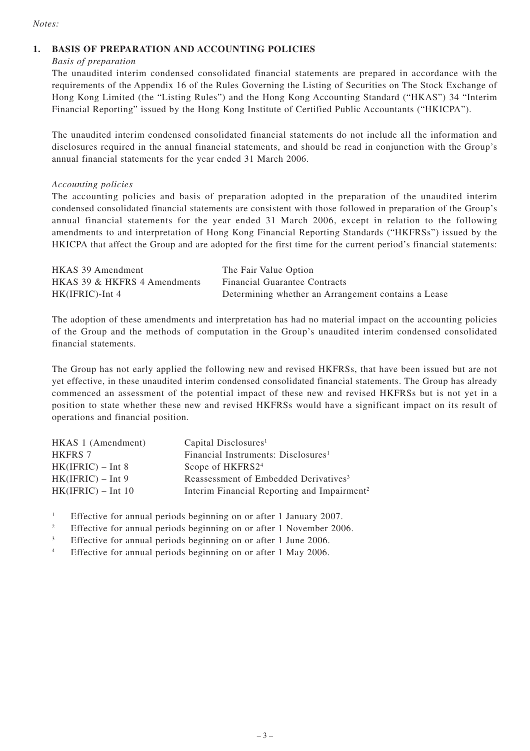*Notes:*

## 1. BASIS OF PREPARATION AND ACCOUNTING POLICIES

*Basis of preparation*

The unaudited interim condensed consolidated financial statements are prepared in accordance with the requirements of the Appendix 16 of the Rules Governing the Listing of Securities on The Stock Exchange of Hong Kong Limited (the "Listing Rules") and the Hong Kong Accounting Standard ("HKAS") 34 "Interim Financial Reporting" issued by the Hong Kong Institute of Certified Public Accountants ("HKICPA").

The unaudited interim condensed consolidated financial statements do not include all the information and disclosures required in the annual financial statements, and should be read in conjunction with the Group's annual financial statements for the year ended 31 March 2006.

*Accounting policies*

The accounting policies and basis of preparation adopted in the preparation of the unaudited interim condensed consolidated financial statements are consistent with those followed in preparation of the Group's annual financial statements for the year ended 31 March 2006, except in relation to the following amendments to and interpretation of Hong Kong Financial Reporting Standards ("HKFRSs") issued by the HKICPA that affect the Group and are adopted for the first time for the current period's financial statements:

| | |
|---|---|
| HKAS 39 Amendment | The Fair Value Option |
| HKAS 39 & HKFRS 4 Amendments | Financial Guarantee Contracts |
| HK(IFRIC)-Int 4 | Determining whether an Arrangement contains a Lease |

The adoption of these amendments and interpretation has had no material impact on the accounting policies of the Group and the methods of computation in the Group's unaudited interim condensed consolidated financial statements.

The Group has not early applied the following new and revised HKFRSs, that have been issued but are not yet effective, in these unaudited interim condensed consolidated financial statements. The Group has already commenced an assessment of the potential impact of these new and revised HKFRSs but is not yet in a position to state whether these new and revised HKFRSs would have a significant impact on its result of operations and financial position.

| | |
|---|---|
| HKAS 1 (Amendment) | Capital Disclosures[1] |
| HKFRS 7 | Financial Instruments: Disclosures[1] |
| HK(IFRIC) – Int 8 | Scope of HKFRS2[4] |
| HK(IFRIC) – Int 9 | Reassessment of Embedded Derivatives[3] |
| HK(IFRIC) – Int 10 | Interim Financial Reporting and Impairment[2] |

[1] Effective for annual periods beginning on or after 1 January 2007.

[2] Effective for annual periods beginning on or after 1 November 2006.

[3] Effective for annual periods beginning on or after 1 June 2006.

[4] Effective for annual periods beginning on or after 1 May 2006.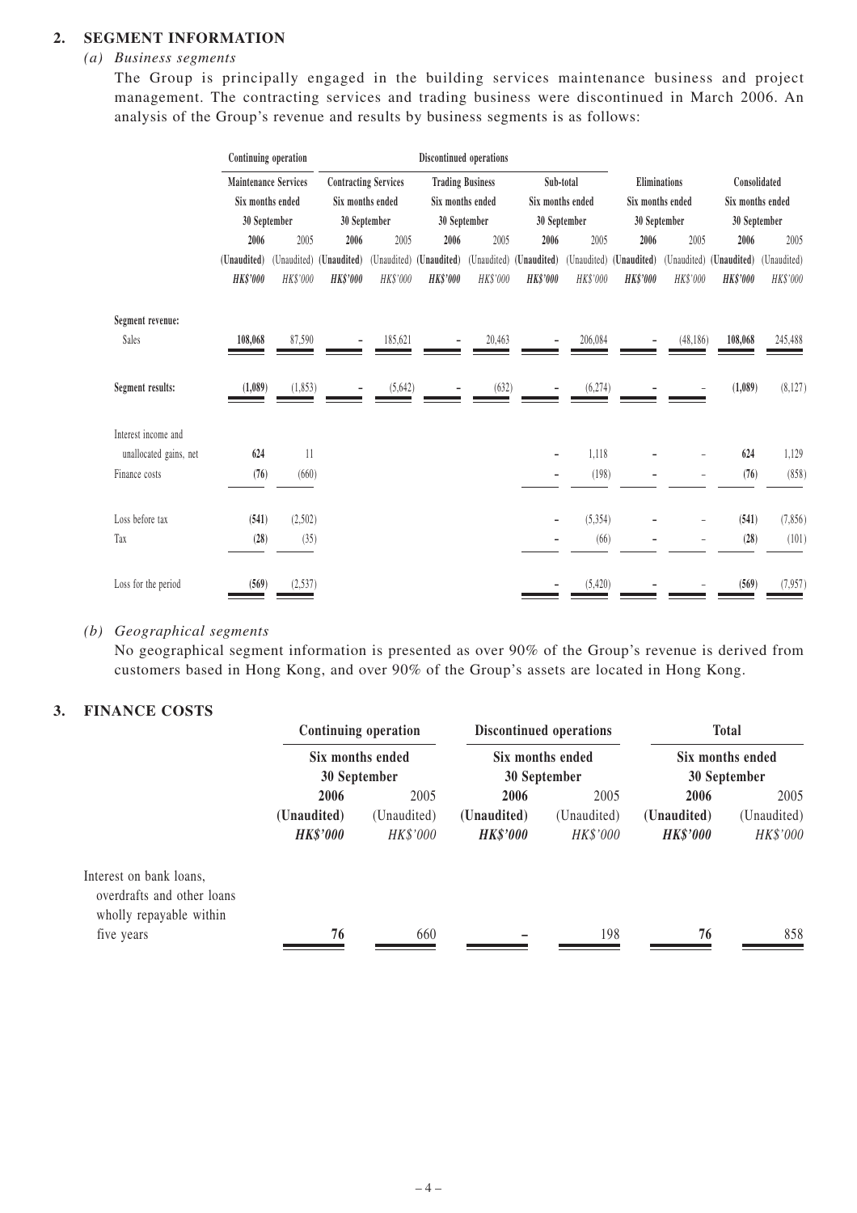## 2. SEGMENT INFORMATION

*(a) Business segments*

The Group is principally engaged in the building services maintenance business and project management. The contracting services and trading business were discontinued in March 2006. An analysis of the Group's revenue and results by business segments is as follows:

| | Continuing operation | | Discontinued operations | | | | | | | | | |
|---|---|---|---|---|---|---|---|---|---|---|---|---|
| | Maintenance Services Six months ended 30 September | | Contracting Services Six months ended 30 September | | Trading Business Six months ended 30 September | | Sub-total Six months ended 30 September | | Eliminations Six months ended 30 September | | Consolidated Six months ended 30 September | |
| | **2006** | 2005 | **2006** | 2005 | **2006** | 2005 | **2006** | 2005 | **2006** | 2005 | **2006** | 2005 |
| | **(Unaudited)** | (Unaudited) | **(Unaudited)** | (Unaudited) | **(Unaudited)** | (Unaudited) | **(Unaudited)** | (Unaudited) | **(Unaudited)** | (Unaudited) | **(Unaudited)** | (Unaudited) |
| | ***HK$'000*** | *HK$'000* | ***HK$'000*** | *HK$'000* | ***HK$'000*** | *HK$'000* | ***HK$'000*** | *HK$'000* | ***HK$'000*** | *HK$'000* | ***HK$'000*** | *HK$'000* |
| Segment revenue: | | | | | | | | | | | | |
| Sales | **108,068** | 87,590 | **–** | 185,621 | **–** | 20,463 | **–** | 206,084 | **–** | (48,186) | **108,068** | 245,488 |
| Segment results: | **(1,089)** | (1,853) | **–** | (5,642) | **–** | (632) | **–** | (6,274) | **–** | – | **(1,089)** | (8,127) |
| Interest income and unallocated gains, net | **624** | 11 | | | | | **–** | 1,118 | **–** | – | **624** | 1,129 |
| Finance costs | **(76)** | (660) | | | | | **–** | (198) | **–** | – | **(76)** | (858) |
| Loss before tax | **(541)** | (2,502) | | | | | **–** | (5,354) | **–** | – | **(541)** | (7,856) |
| Tax | **(28)** | (35) | | | | | **–** | (66) | **–** | – | **(28)** | (101) |
| Loss for the period | **(569)** | (2,537) | | | | | **–** | (5,420) | **–** | – | **(569)** | (7,957) |

*(b) Geographical segments*

No geographical segment information is presented as over 90% of the Group's revenue is derived from customers based in Hong Kong, and over 90% of the Group's assets are located in Hong Kong.

## 3. FINANCE COSTS

| | Continuing operation | | Discontinued operations | | Total | |
|---|---|---|---|---|---|---|
| | Six months ended 30 September | | Six months ended 30 September | | Six months ended 30 September | |
| | **2006** | 2005 | **2006** | 2005 | **2006** | 2005 |
| | **(Unaudited)** | (Unaudited) | **(Unaudited)** | (Unaudited) | **(Unaudited)** | (Unaudited) |
| | ***HK$'000*** | *HK$'000* | ***HK$'000*** | *HK$'000* | ***HK$'000*** | *HK$'000* |
| Interest on bank loans, overdrafts and other loans wholly repayable within five years | **76** | 660 | **–** | 198 | **76** | 858 |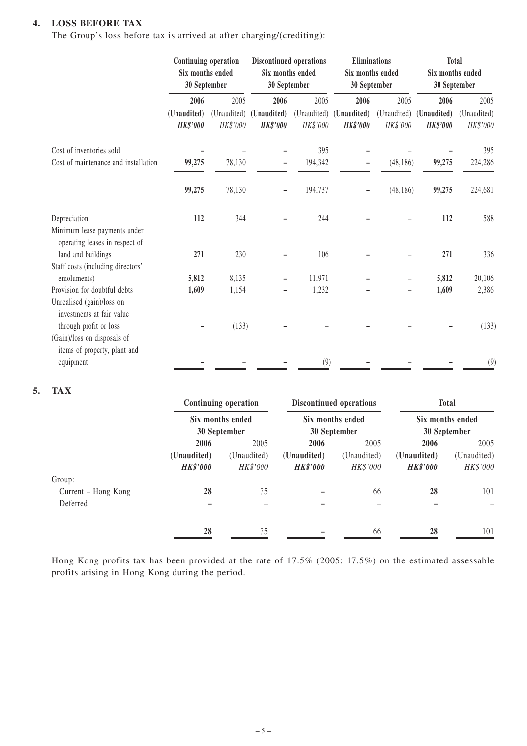## 4. LOSS BEFORE TAX

The Group's loss before tax is arrived at after charging/(crediting):

| | Continuing operation Six months ended 30 September | | Discontinued operations Six months ended 30 September | | Eliminations Six months ended 30 September | | Total Six months ended 30 September | |
|---|---|---|---|---|---|---|---|---|
| | **2006** | 2005 | **2006** | 2005 | **2006** | 2005 | **2006** | 2005 |
| | **(Unaudited)** | (Unaudited) | **(Unaudited)** | (Unaudited) | **(Unaudited)** | (Unaudited) | **(Unaudited)** | (Unaudited) |
| | ***HK$'000*** | *HK$'000* | ***HK$'000*** | *HK$'000* | ***HK$'000*** | *HK$'000* | ***HK$'000*** | *HK$'000* |
| Cost of inventories sold | **–** | – | **–** | 395 | **–** | – | **–** | 395 |
| Cost of maintenance and installation | **99,275** | 78,130 | **–** | 194,342 | **–** | (48,186) | **99,275** | 224,286 |
| | **99,275** | 78,130 | **–** | 194,737 | **–** | (48,186) | **99,275** | 224,681 |
| Depreciation | **112** | 344 | **–** | 244 | **–** | – | **112** | 588 |
| Minimum lease payments under operating leases in respect of land and buildings | **271** | 230 | **–** | 106 | **–** | – | **271** | 336 |
| Staff costs (including directors' emoluments) | **5,812** | 8,135 | **–** | 11,971 | **–** | – | **5,812** | 20,106 |
| Provision for doubtful debts | **1,609** | 1,154 | **–** | 1,232 | **–** | – | **1,609** | 2,386 |
| Unrealised (gain)/loss on investments at fair value through profit or loss | **–** | (133) | **–** | – | **–** | – | **–** | (133) |
| (Gain)/loss on disposals of items of property, plant and equipment | **–** | – | **–** | (9) | **–** | – | **–** | (9) |

## 5. TAX

| | Continuing operation Six months ended 30 September | | Discontinued operations Six months ended 30 September | | Total Six months ended 30 September | |
|---|---|---|---|---|---|---|
| | **2006** | 2005 | **2006** | 2005 | **2006** | 2005 |
| | **(Unaudited)** | (Unaudited) | **(Unaudited)** | (Unaudited) | **(Unaudited)** | (Unaudited) |
| | ***HK$'000*** | *HK$'000* | ***HK$'000*** | *HK$'000* | ***HK$'000*** | *HK$'000* |
| Group: | | | | | | |
| Current – Hong Kong | **28** | 35 | **–** | 66 | **28** | 101 |
| Deferred | **–** | – | **–** | – | **–** | – |
| | **28** | 35 | **–** | 66 | **28** | 101 |

Hong Kong profits tax has been provided at the rate of 17.5% (2005: 17.5%) on the estimated assessable profits arising in Hong Kong during the period.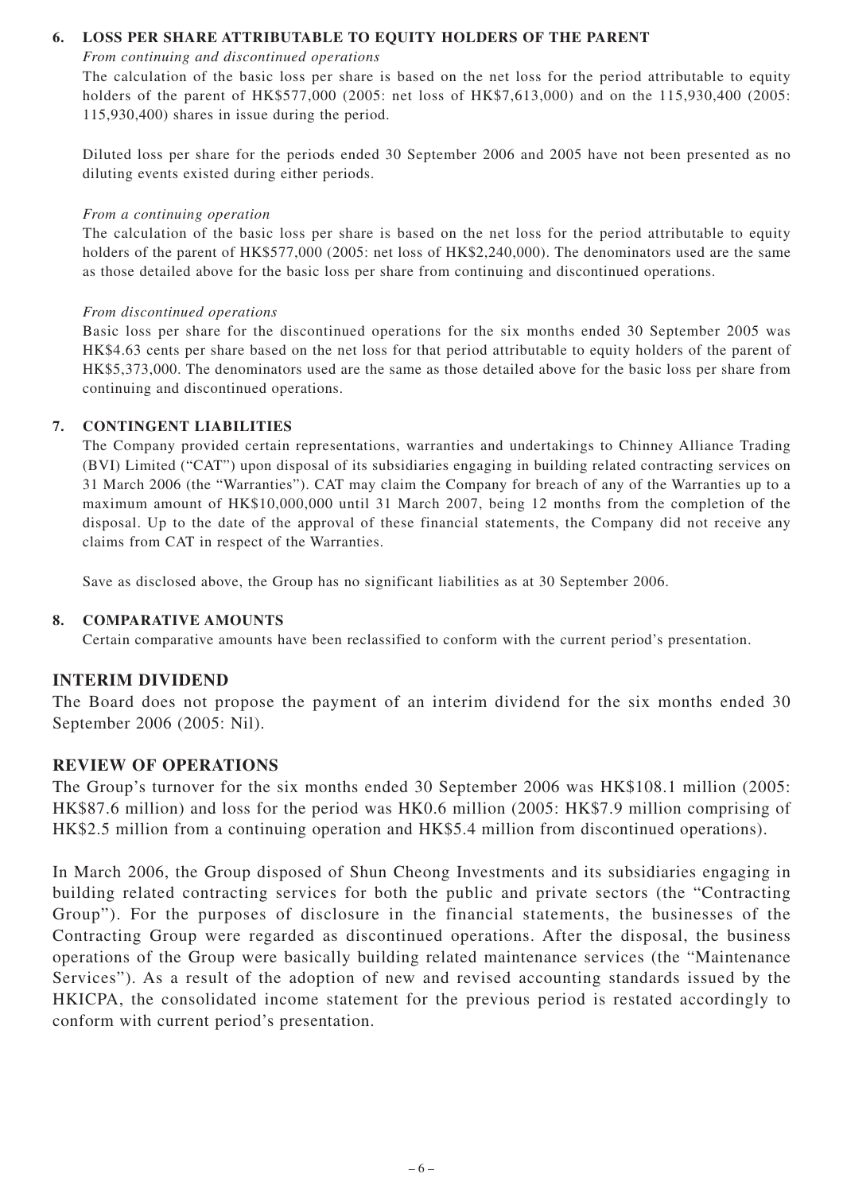**6. LOSS PER SHARE ATTRIBUTABLE TO EQUITY HOLDERS OF THE PARENT**

*From continuing and discontinued operations*

The calculation of the basic loss per share is based on the net loss for the period attributable to equity holders of the parent of HK$577,000 (2005: net loss of HK$7,613,000) and on the 115,930,400 (2005: 115,930,400) shares in issue during the period.

Diluted loss per share for the periods ended 30 September 2006 and 2005 have not been presented as no diluting events existed during either periods.

*From a continuing operation*

The calculation of the basic loss per share is based on the net loss for the period attributable to equity holders of the parent of HK$577,000 (2005: net loss of HK$2,240,000). The denominators used are the same as those detailed above for the basic loss per share from continuing and discontinued operations.

*From discontinued operations*

Basic loss per share for the discontinued operations for the six months ended 30 September 2005 was HK$4.63 cents per share based on the net loss for that period attributable to equity holders of the parent of HK$5,373,000. The denominators used are the same as those detailed above for the basic loss per share from continuing and discontinued operations.

**7. CONTINGENT LIABILITIES**

The Company provided certain representations, warranties and undertakings to Chinney Alliance Trading (BVI) Limited ("CAT") upon disposal of its subsidiaries engaging in building related contracting services on 31 March 2006 (the "Warranties"). CAT may claim the Company for breach of any of the Warranties up to a maximum amount of HK$10,000,000 until 31 March 2007, being 12 months from the completion of the disposal. Up to the date of the approval of these financial statements, the Company did not receive any claims from CAT in respect of the Warranties.

Save as disclosed above, the Group has no significant liabilities as at 30 September 2006.

**8. COMPARATIVE AMOUNTS**

Certain comparative amounts have been reclassified to conform with the current period's presentation.

## INTERIM DIVIDEND

The Board does not propose the payment of an interim dividend for the six months ended 30 September 2006 (2005: Nil).

## REVIEW OF OPERATIONS

The Group's turnover for the six months ended 30 September 2006 was HK$108.1 million (2005: HK$87.6 million) and loss for the period was HK0.6 million (2005: HK$7.9 million comprising of HK$2.5 million from a continuing operation and HK$5.4 million from discontinued operations).

In March 2006, the Group disposed of Shun Cheong Investments and its subsidiaries engaging in building related contracting services for both the public and private sectors (the "Contracting Group"). For the purposes of disclosure in the financial statements, the businesses of the Contracting Group were regarded as discontinued operations. After the disposal, the business operations of the Group were basically building related maintenance services (the "Maintenance Services"). As a result of the adoption of new and revised accounting standards issued by the HKICPA, the consolidated income statement for the previous period is restated accordingly to conform with current period's presentation.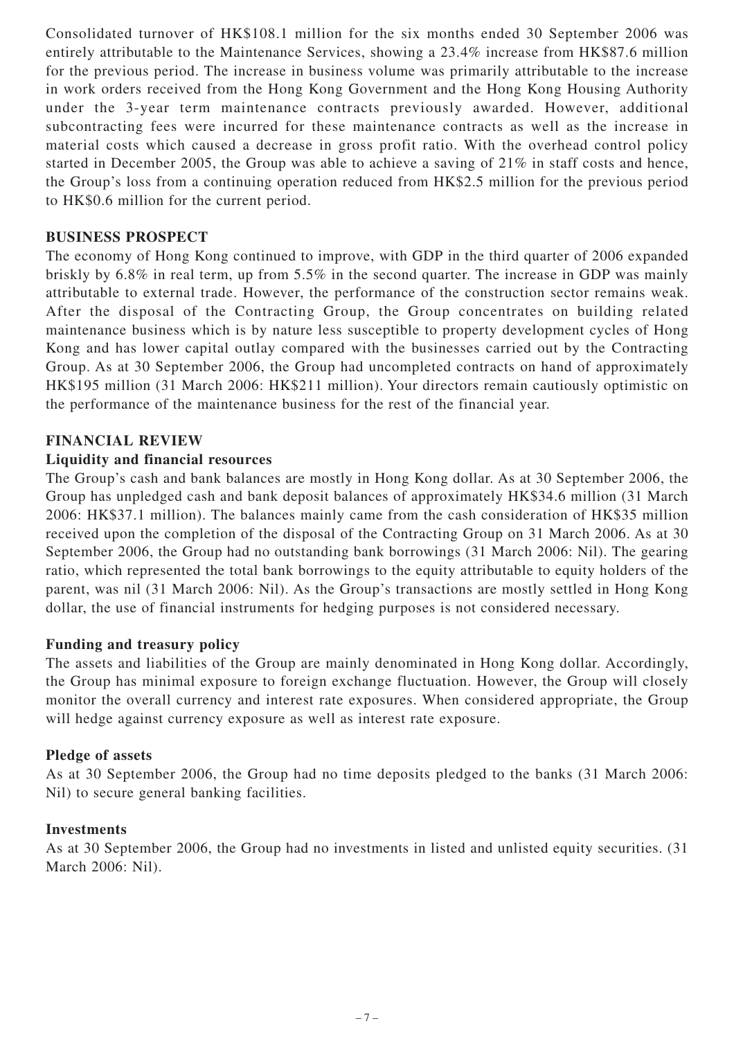Consolidated turnover of HK$108.1 million for the six months ended 30 September 2006 was entirely attributable to the Maintenance Services, showing a 23.4% increase from HK$87.6 million for the previous period. The increase in business volume was primarily attributable to the increase in work orders received from the Hong Kong Government and the Hong Kong Housing Authority under the 3-year term maintenance contracts previously awarded. However, additional subcontracting fees were incurred for these maintenance contracts as well as the increase in material costs which caused a decrease in gross profit ratio. With the overhead control policy started in December 2005, the Group was able to achieve a saving of 21% in staff costs and hence, the Group's loss from a continuing operation reduced from HK$2.5 million for the previous period to HK$0.6 million for the current period.

## BUSINESS PROSPECT

The economy of Hong Kong continued to improve, with GDP in the third quarter of 2006 expanded briskly by 6.8% in real term, up from 5.5% in the second quarter. The increase in GDP was mainly attributable to external trade. However, the performance of the construction sector remains weak. After the disposal of the Contracting Group, the Group concentrates on building related maintenance business which is by nature less susceptible to property development cycles of Hong Kong and has lower capital outlay compared with the businesses carried out by the Contracting Group. As at 30 September 2006, the Group had uncompleted contracts on hand of approximately HK$195 million (31 March 2006: HK$211 million). Your directors remain cautiously optimistic on the performance of the maintenance business for the rest of the financial year.

## FINANCIAL REVIEW

### Liquidity and financial resources

The Group's cash and bank balances are mostly in Hong Kong dollar. As at 30 September 2006, the Group has unpledged cash and bank deposit balances of approximately HK$34.6 million (31 March 2006: HK$37.1 million). The balances mainly came from the cash consideration of HK$35 million received upon the completion of the disposal of the Contracting Group on 31 March 2006. As at 30 September 2006, the Group had no outstanding bank borrowings (31 March 2006: Nil). The gearing ratio, which represented the total bank borrowings to the equity attributable to equity holders of the parent, was nil (31 March 2006: Nil). As the Group's transactions are mostly settled in Hong Kong dollar, the use of financial instruments for hedging purposes is not considered necessary.

### Funding and treasury policy

The assets and liabilities of the Group are mainly denominated in Hong Kong dollar. Accordingly, the Group has minimal exposure to foreign exchange fluctuation. However, the Group will closely monitor the overall currency and interest rate exposures. When considered appropriate, the Group will hedge against currency exposure as well as interest rate exposure.

### Pledge of assets

As at 30 September 2006, the Group had no time deposits pledged to the banks (31 March 2006: Nil) to secure general banking facilities.

### Investments

As at 30 September 2006, the Group had no investments in listed and unlisted equity securities. (31 March 2006: Nil).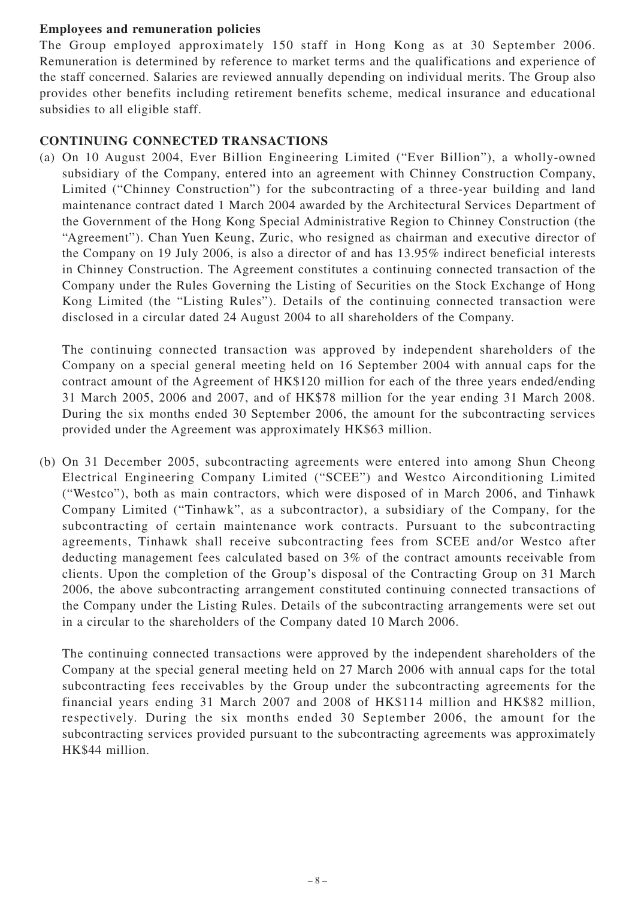**Employees and remuneration policies**

The Group employed approximately 150 staff in Hong Kong as at 30 September 2006. Remuneration is determined by reference to market terms and the qualifications and experience of the staff concerned. Salaries are reviewed annually depending on individual merits. The Group also provides other benefits including retirement benefits scheme, medical insurance and educational subsidies to all eligible staff.

## CONTINUING CONNECTED TRANSACTIONS

(a) On 10 August 2004, Ever Billion Engineering Limited ("Ever Billion"), a wholly-owned subsidiary of the Company, entered into an agreement with Chinney Construction Company, Limited ("Chinney Construction") for the subcontracting of a three-year building and land maintenance contract dated 1 March 2004 awarded by the Architectural Services Department of the Government of the Hong Kong Special Administrative Region to Chinney Construction (the "Agreement"). Chan Yuen Keung, Zuric, who resigned as chairman and executive director of the Company on 19 July 2006, is also a director of and has 13.95% indirect beneficial interests in Chinney Construction. The Agreement constitutes a continuing connected transaction of the Company under the Rules Governing the Listing of Securities on the Stock Exchange of Hong Kong Limited (the "Listing Rules"). Details of the continuing connected transaction were disclosed in a circular dated 24 August 2004 to all shareholders of the Company.

The continuing connected transaction was approved by independent shareholders of the Company on a special general meeting held on 16 September 2004 with annual caps for the contract amount of the Agreement of HK$120 million for each of the three years ended/ending 31 March 2005, 2006 and 2007, and of HK$78 million for the year ending 31 March 2008. During the six months ended 30 September 2006, the amount for the subcontracting services provided under the Agreement was approximately HK$63 million.

(b) On 31 December 2005, subcontracting agreements were entered into among Shun Cheong Electrical Engineering Company Limited ("SCEE") and Westco Airconditioning Limited ("Westco"), both as main contractors, which were disposed of in March 2006, and Tinhawk Company Limited ("Tinhawk", as a subcontractor), a subsidiary of the Company, for the subcontracting of certain maintenance work contracts. Pursuant to the subcontracting agreements, Tinhawk shall receive subcontracting fees from SCEE and/or Westco after deducting management fees calculated based on 3% of the contract amounts receivable from clients. Upon the completion of the Group's disposal of the Contracting Group on 31 March 2006, the above subcontracting arrangement constituted continuing connected transactions of the Company under the Listing Rules. Details of the subcontracting arrangements were set out in a circular to the shareholders of the Company dated 10 March 2006.

The continuing connected transactions were approved by the independent shareholders of the Company at the special general meeting held on 27 March 2006 with annual caps for the total subcontracting fees receivables by the Group under the subcontracting agreements for the financial years ending 31 March 2007 and 2008 of HK$114 million and HK$82 million, respectively. During the six months ended 30 September 2006, the amount for the subcontracting services provided pursuant to the subcontracting agreements was approximately HK$44 million.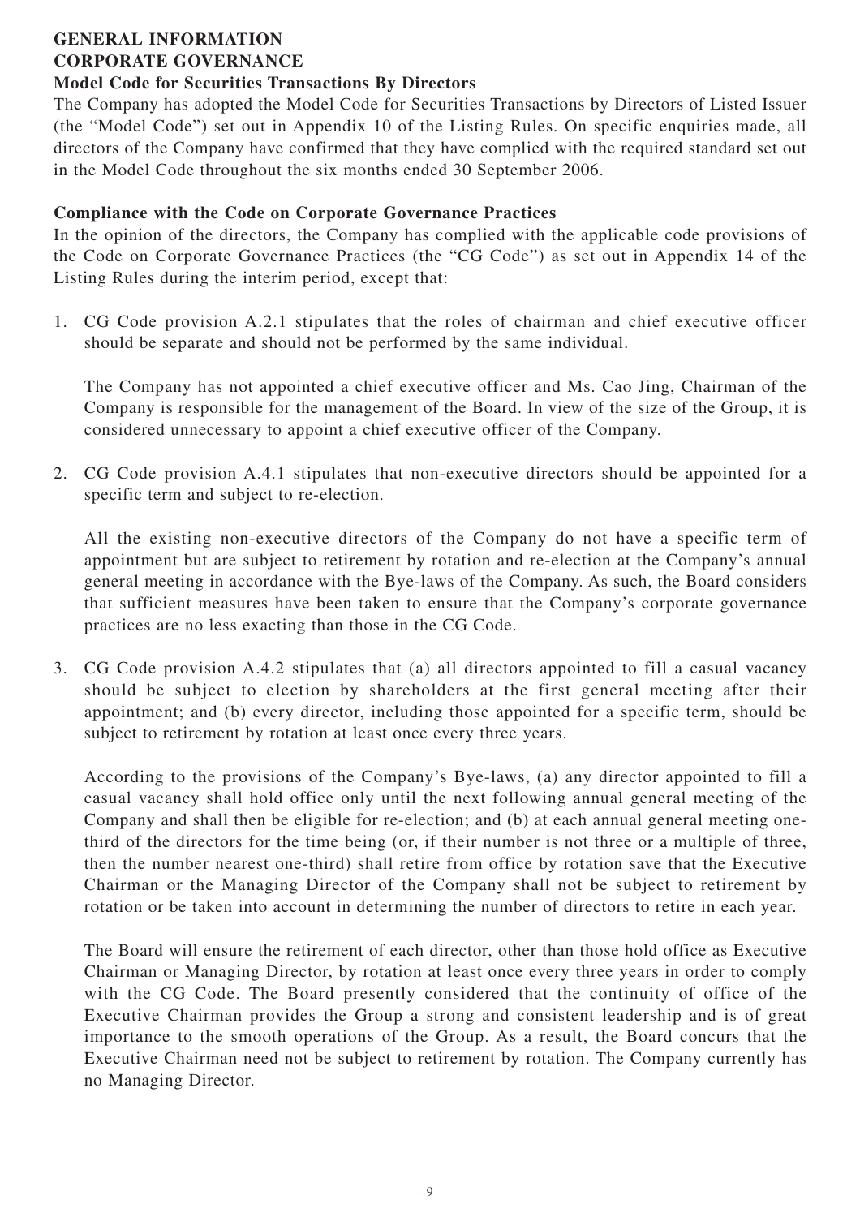## GENERAL INFORMATION

## CORPORATE GOVERNANCE

### Model Code for Securities Transactions By Directors

The Company has adopted the Model Code for Securities Transactions by Directors of Listed Issuer (the "Model Code") set out in Appendix 10 of the Listing Rules. On specific enquiries made, all directors of the Company have confirmed that they have complied with the required standard set out in the Model Code throughout the six months ended 30 September 2006.

### Compliance with the Code on Corporate Governance Practices

In the opinion of the directors, the Company has complied with the applicable code provisions of the Code on Corporate Governance Practices (the "CG Code") as set out in Appendix 14 of the Listing Rules during the interim period, except that:

1. CG Code provision A.2.1 stipulates that the roles of chairman and chief executive officer should be separate and should not be performed by the same individual.

   The Company has not appointed a chief executive officer and Ms. Cao Jing, Chairman of the Company is responsible for the management of the Board. In view of the size of the Group, it is considered unnecessary to appoint a chief executive officer of the Company.

2. CG Code provision A.4.1 stipulates that non-executive directors should be appointed for a specific term and subject to re-election.

   All the existing non-executive directors of the Company do not have a specific term of appointment but are subject to retirement by rotation and re-election at the Company's annual general meeting in accordance with the Bye-laws of the Company. As such, the Board considers that sufficient measures have been taken to ensure that the Company's corporate governance practices are no less exacting than those in the CG Code.

3. CG Code provision A.4.2 stipulates that (a) all directors appointed to fill a casual vacancy should be subject to election by shareholders at the first general meeting after their appointment; and (b) every director, including those appointed for a specific term, should be subject to retirement by rotation at least once every three years.

   According to the provisions of the Company's Bye-laws, (a) any director appointed to fill a casual vacancy shall hold office only until the next following annual general meeting of the Company and shall then be eligible for re-election; and (b) at each annual general meeting one-third of the directors for the time being (or, if their number is not three or a multiple of three, then the number nearest one-third) shall retire from office by rotation save that the Executive Chairman or the Managing Director of the Company shall not be subject to retirement by rotation or be taken into account in determining the number of directors to retire in each year.

   The Board will ensure the retirement of each director, other than those hold office as Executive Chairman or Managing Director, by rotation at least once every three years in order to comply with the CG Code. The Board presently considered that the continuity of office of the Executive Chairman provides the Group a strong and consistent leadership and is of great importance to the smooth operations of the Group. As a result, the Board concurs that the Executive Chairman need not be subject to retirement by rotation. The Company currently has no Managing Director.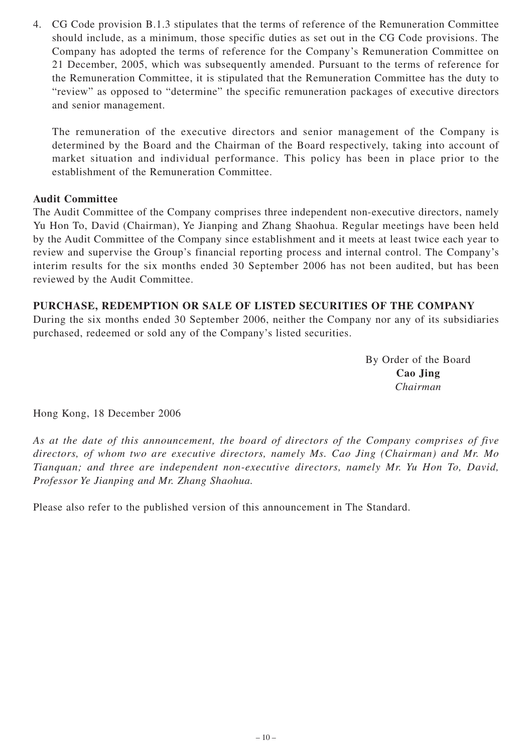4. CG Code provision B.1.3 stipulates that the terms of reference of the Remuneration Committee should include, as a minimum, those specific duties as set out in the CG Code provisions. The Company has adopted the terms of reference for the Company's Remuneration Committee on 21 December, 2005, which was subsequently amended. Pursuant to the terms of reference for the Remuneration Committee, it is stipulated that the Remuneration Committee has the duty to "review" as opposed to "determine" the specific remuneration packages of executive directors and senior management.

   The remuneration of the executive directors and senior management of the Company is determined by the Board and the Chairman of the Board respectively, taking into account of market situation and individual performance. This policy has been in place prior to the establishment of the Remuneration Committee.

**Audit Committee**

The Audit Committee of the Company comprises three independent non-executive directors, namely Yu Hon To, David (Chairman), Ye Jianping and Zhang Shaohua. Regular meetings have been held by the Audit Committee of the Company since establishment and it meets at least twice each year to review and supervise the Group's financial reporting process and internal control. The Company's interim results for the six months ended 30 September 2006 has not been audited, but has been reviewed by the Audit Committee.

**PURCHASE, REDEMPTION OR SALE OF LISTED SECURITIES OF THE COMPANY**

During the six months ended 30 September 2006, neither the Company nor any of its subsidiaries purchased, redeemed or sold any of the Company's listed securities.

By Order of the Board
**Cao Jing**
*Chairman*

Hong Kong, 18 December 2006

*As at the date of this announcement, the board of directors of the Company comprises of five directors, of whom two are executive directors, namely Ms. Cao Jing (Chairman) and Mr. Mo Tianquan; and three are independent non-executive directors, namely Mr. Yu Hon To, David, Professor Ye Jianping and Mr. Zhang Shaohua.*

Please also refer to the published version of this announcement in The Standard.